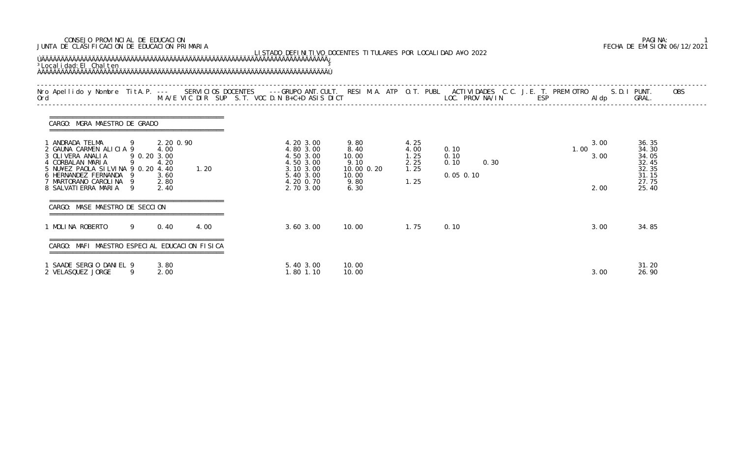CONSEJO PROVINCIAL DE EDUCACION
JUNTA DE CLASIFICACION DE EDUCACION PRIMARIA

FECHA DE EMISION: 06/12/2021

LISTADO DEFINITIVO DOCENTES TITULARES POR LOCALIDAD A¥O 2022

Localidad: El Chalten

## CARGO: MGRA MAESTRO DE GRADO

| Nro Ord | Apellido y Nombre | Tit | A.P. | M.A/E | VIC | DIR | SUP | S.T. | VOC | D.N | B+C+D | ASIS | DICT | RESI | M.A. | ATP | O.T. | PUBL | LOC. | PROV | NA/IN | C.C. | J.E. | T. ESP | PREM | OTRO | S.D.I Aldp | PUNT. GRAL. | OBS |
|---|---|---|---|---|---|---|---|---|---|---|---|---|---|---|---|---|---|---|---|---|---|---|---|---|---|---|---|---|---|
| 1 | ANDRADA TELMA | 9 | | 2.20 | 0.90 | | | | | | 4.20 | 3.00 | | 9.80 | | | 4.25 | | | | | | | | | | 3.00 | 36.35 | |
| 2 | GAUNA CARMEN ALICIA | 9 | | 4.00 | | | | | | | 4.80 | 3.00 | | 8.40 | | | 4.00 | | 0.10 | | | | | | | 1.00 | | 34.30 | |
| 3 | OLIVERA ANALIA | 9 | 0.20 | 3.00 | | | | | | | 4.50 | 3.00 | | 10.00 | | | 1.25 | | 0.10 | | | | | | | | 3.00 | 34.05 | |
| 4 | CORBALAN MARIA | 9 | | 4.20 | | | | | | | 4.50 | 3.00 | | 9.10 | | | 2.25 | | 0.10 | | 0.30 | | | | | | | 32.45 | |
| 5 | NU¥EZ PAOLA SILVINA | 9 | 0.20 | 4.40 | | | 1.20 | | | | 3.10 | 3.00 | | 10.00 | 0.20 | | 1.25 | | | | | | | | | | | 32.35 | |
| 6 | HERNANDEZ FERNANDA | 9 | | 3.60 | | | | | | | 5.40 | 3.00 | | 10.00 | | | | | 0.05 | 0.10 | | | | | | | | 31.15 | |
| 7 | MARTORANO CAROLINA | 9 | | 2.80 | | | | | | | 4.20 | 0.70 | | 9.80 | | | 1.25 | | | | | | | | | | | 27.75 | |
| 8 | SALVATIERRA MARIA | 9 | | 2.40 | | | | | | | 2.70 | 3.00 | | 6.30 | | | | | | | | | | | | | 2.00 | 25.40 | |

## CARGO: MASE MAESTRO DE SECCION

| Nro Ord | Apellido y Nombre | Tit | A.P. | M.A/E | VIC | DIR | SUP | S.T. | VOC | D.N | B+C+D | ASIS | DICT | RESI | M.A. | ATP | O.T. | PUBL | LOC. | PROV | NA/IN | C.C. | J.E. | T. ESP | PREM | OTRO | S.D.I Aldp | PUNT. GRAL. | OBS |
|---|---|---|---|---|---|---|---|---|---|---|---|---|---|---|---|---|---|---|---|---|---|---|---|---|---|---|---|---|---|
| 1 | MOLINA ROBERTO | 9 | | 0.40 | | | 4.00 | | | | 3.60 | 3.00 | | 10.00 | | | 1.75 | | 0.10 | | | | | | | | 3.00 | 34.85 | |

## CARGO: MAFI MAESTRO ESPECIAL EDUCACION FISICA

| Nro Ord | Apellido y Nombre | Tit | A.P. | M.A/E | VIC | DIR | SUP | S.T. | VOC | D.N | B+C+D | ASIS | DICT | RESI | M.A. | ATP | O.T. | PUBL | LOC. | PROV | NA/IN | C.C. | J.E. | T. ESP | PREM | OTRO | S.D.I Aldp | PUNT. GRAL. | OBS |
|---|---|---|---|---|---|---|---|---|---|---|---|---|---|---|---|---|---|---|---|---|---|---|---|---|---|---|---|---|---|
| 1 | SAADE SERGIO DANIEL | 9 | | 3.80 | | | | | | | 5.40 | 3.00 | | 10.00 | | | | | | | | | | | | | | 31.20 | |
| 2 | VELASQUEZ JORGE | 9 | | 2.00 | | | | | | | 1.80 | 1.10 | | 10.00 | | | | | | | | | | | | | 3.00 | 26.90 | |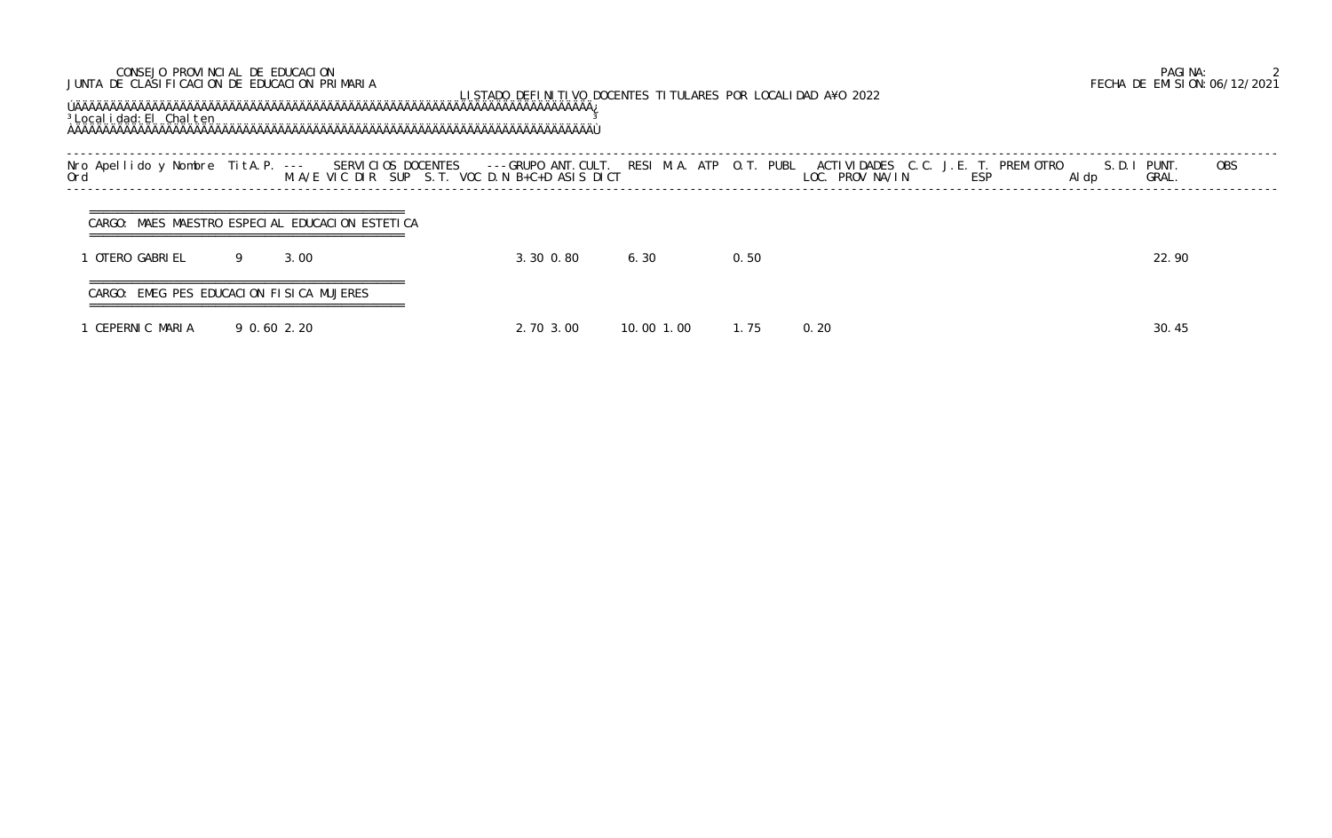CONSEJO PROVINCIAL DE EDUCACION
JUNTA DE CLASIFICACION DE EDUCACION PRIMARIA

LISTADO DEFINITIVO DOCENTES TITULARES POR LOCALIDAD AÑO 2022

FECHA DE EMISION: 06/12/2021

Localidad: El Chalten

## CARGO: MAES MAESTRO ESPECIAL EDUCACION ESTETICA

| Nro Ord | Apellido y Nombre | Tit | A.P. | M.A/E | VIC | DIR | SUP | S.T. | VOC | D.N | B+C+D | ANT.CULT. ASIS | DICT | RESI | M.A. | ATP | O.T. | PUBL | ACTIVIDADES LOC. | PROV | NA/IN | C.C. | J.E. ESP | T. | PREM | OTRO | S.D.I Aldp | PUNT. GRAL. | OBS |
|---|---|---|---|---|---|---|---|---|---|---|---|---|---|---|---|---|---|---|---|---|---|---|---|---|---|---|---|---|---|
| 1 | OTERO GABRIEL | 9 | | 3.00 | | | | | | | 3.30 | 0.80 | | 6.30 | | | 0.50 | | | | | | | | | | | 22.90 | |

## CARGO: EMEG PES EDUCACION FISICA MUJERES

| Nro Ord | Apellido y Nombre | Tit | A.P. | M.A/E | VIC | DIR | SUP | S.T. | VOC | D.N | B+C+D | ANT.CULT. ASIS | DICT | RESI | M.A. | ATP | O.T. | PUBL | ACTIVIDADES LOC. | PROV | NA/IN | C.C. | J.E. ESP | T. | PREM | OTRO | S.D.I Aldp | PUNT. GRAL. | OBS |
|---|---|---|---|---|---|---|---|---|---|---|---|---|---|---|---|---|---|---|---|---|---|---|---|---|---|---|---|---|---|
| 1 | CEPERNIC MARIA | 9 | 0.60 | 2.20 | | | | | | | 2.70 | 3.00 | | 10.00 | 1.00 | | 1.75 | | 0.20 | | | | | | | | | 30.45 | |